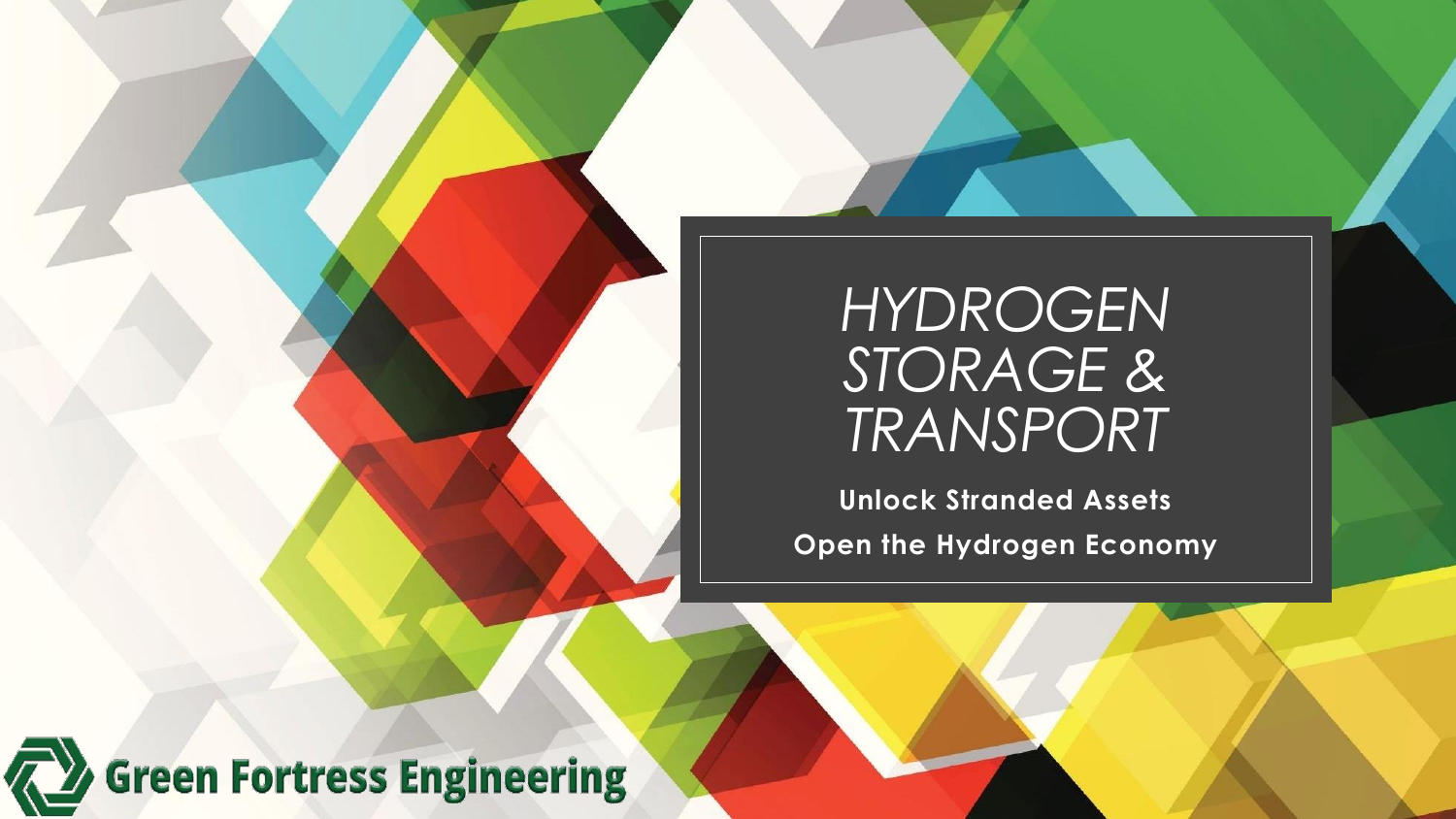# *HYDROGEN STORAGE & TRANSPORT*

**Unlock Stranded Assets**

**Open the Hydrogen Economy**

Green Fortress Engineering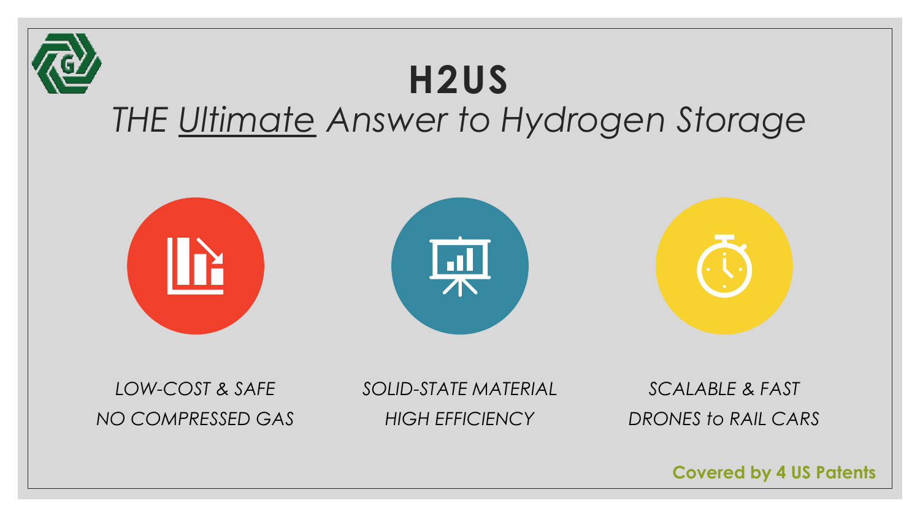# H2US

## *THE <u>Ultimate</u> Answer to Hydrogen Storage*

*LOW-COST & SAFE*
*NO COMPRESSED GAS*

*SOLID-STATE MATERIAL*
*HIGH EFFICIENCY*

*SCALABLE & FAST*
*DRONES to RAIL CARS*

**Covered by 4 US Patents**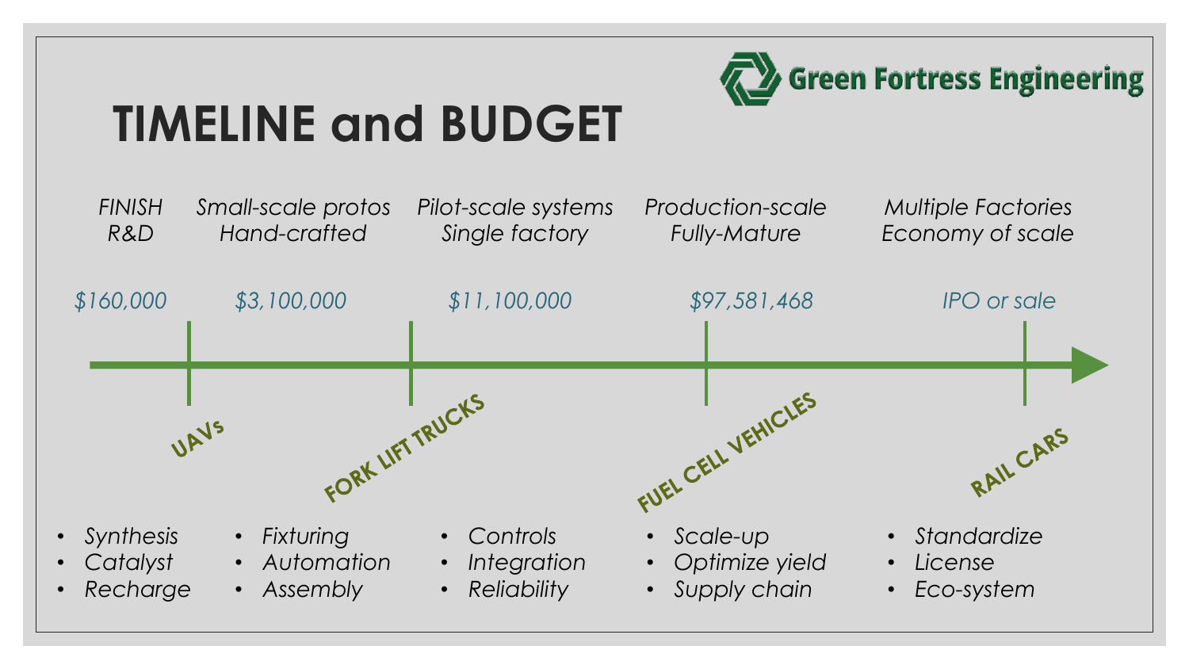Green Fortress Engineering

# TIMELINE and BUDGET

| | | | | |
|---|---|---|---|---|
| *FINISH R&D* | *Small-scale protos Hand-crafted* | *Pilot-scale systems Single factory* | *Production-scale Fully-Mature* | *Multiple Factories Economy of scale* |
| *$160,000* | *$3,100,000* | *$11,100,000* | *$97,581,468* | *IPO or sale* |
| **UAVs** | **FORK LIFT TRUCKS** | | **FUEL CELL VEHICLES** | **RAIL CARS** |
| • *Synthesis*<br>• *Catalyst*<br>• *Recharge* | • *Fixturing*<br>• *Automation*<br>• *Assembly* | • *Controls*<br>• *Integration*<br>• *Reliability* | • *Scale-up*<br>• *Optimize yield*<br>• *Supply chain* | • *Standardize*<br>• *License*<br>• *Eco-system* |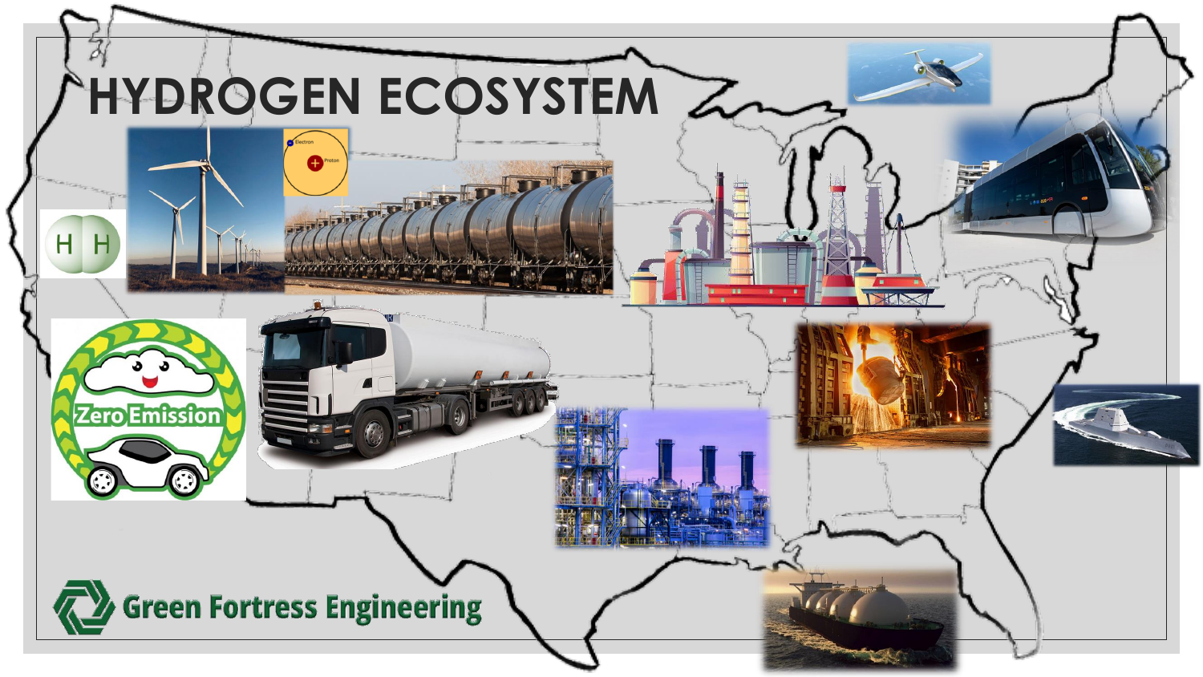# HYDROGEN ECOSYSTEM

Green Fortress Engineering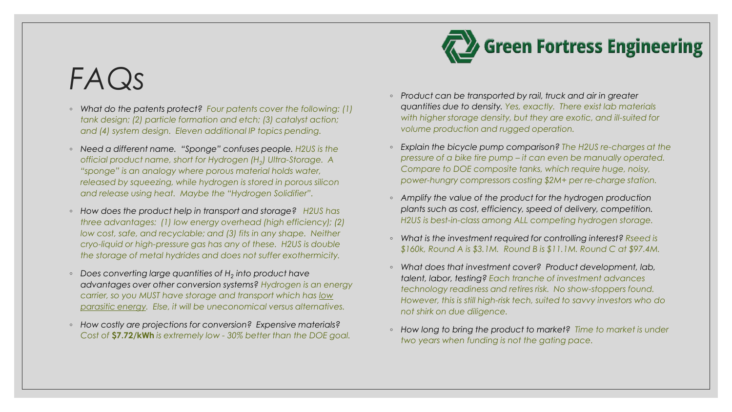# FAQs

Green Fortress Engineering

- *What do the patents protect? Four patents cover the following: (1) tank design; (2) particle formation and etch; (3) catalyst action; and (4) system design. Eleven additional IP topics pending.*
- *Need a different name. "Sponge" confuses people. H2US is the official product name, short for Hydrogen ($H_2$) Ultra-Storage. A "sponge" is an analogy where porous material holds water, released by squeezing, while hydrogen is stored in porous silicon and release using heat. Maybe the "Hydrogen Solidifier".*
- *How does the product help in transport and storage? H2US has three advantages: (1) low energy overhead (high efficiency); (2) low cost, safe, and recyclable; and (3) fits in any shape. Neither cryo-liquid or high-pressure gas has any of these. H2US is double the storage of metal hydrides and does not suffer exothermicity.*
- *Does converting large quantities of $H_2$ into product have advantages over other conversion systems? Hydrogen is an energy carrier, so you MUST have storage and transport which has low parasitic energy. Else, it will be uneconomical versus alternatives.*
- *How costly are projections for conversion? Expensive materials? Cost of **\$7.72/kWh** is extremely low - 30% better than the DOE goal.*
- *Product can be transported by rail, truck and air in greater quantities due to density. Yes, exactly. There exist lab materials with higher storage density, but they are exotic, and ill-suited for volume production and rugged operation.*
- *Explain the bicycle pump comparison? The H2US re-charges at the pressure of a bike tire pump – it can even be manually operated. Compare to DOE composite tanks, which require huge, noisy, power-hungry compressors costing \$2M+ per re-charge station.*
- *Amplify the value of the product for the hydrogen production plants such as cost, efficiency, speed of delivery, competition. H2US is best-in-class among ALL competing hydrogen storage.*
- *What is the investment required for controlling interest? Rseed is \$160k, Round A is \$3.1M. Round B is \$11.1M. Round C at \$97.4M.*
- *What does that investment cover? Product development, lab, talent, labor, testing? Each tranche of investment advances technology readiness and retires risk. No show-stoppers found. However, this is still high-risk tech, suited to savvy investors who do not shirk on due diligence.*
- *How long to bring the product to market? Time to market is under two years when funding is not the gating pace.*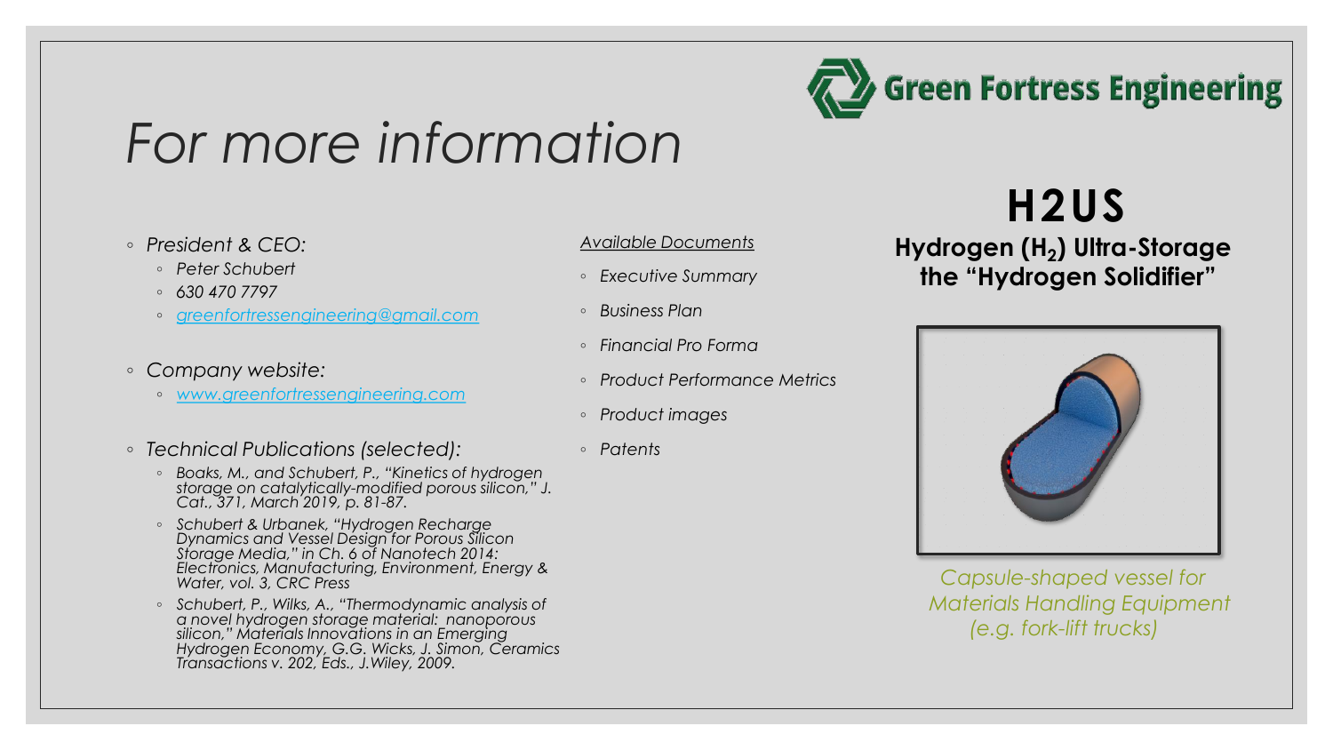# *For more information*

Green Fortress Engineering

- *President & CEO:*
  - *Peter Schubert*
  - *630 470 7797*
  - *greenfortressengineering@gmail.com*
- *Company website:*
  - *www.greenfortressengineering.com*
- *Technical Publications (selected):*
  - *Boaks, M., and Schubert, P., "Kinetics of hydrogen storage on catalytically-modified porous silicon," J. Cat., 371, March 2019, p. 81-87.*
  - *Schubert & Urbanek, "Hydrogen Recharge Dynamics and Vessel Design for Porous Silicon Storage Media," in Ch. 6 of Nanotech 2014: Electronics, Manufacturing, Environment, Energy & Water, vol. 3, CRC Press*
  - *Schubert, P., Wilks, A., "Thermodynamic analysis of a novel hydrogen storage material: nanoporous silicon," Materials Innovations in an Emerging Hydrogen Economy, G.G. Wicks, J. Simon, Ceramics Transactions v. 202, Eds., J.Wiley, 2009.*

*Available Documents*

- *Executive Summary*
- *Business Plan*
- *Financial Pro Forma*
- *Product Performance Metrics*
- *Product images*
- *Patents*

## H2US

**Hydrogen ($H_2$) Ultra-Storage**
**the "Hydrogen Solidifier"**

*Capsule-shaped vessel for Materials Handling Equipment (e.g. fork-lift trucks)*